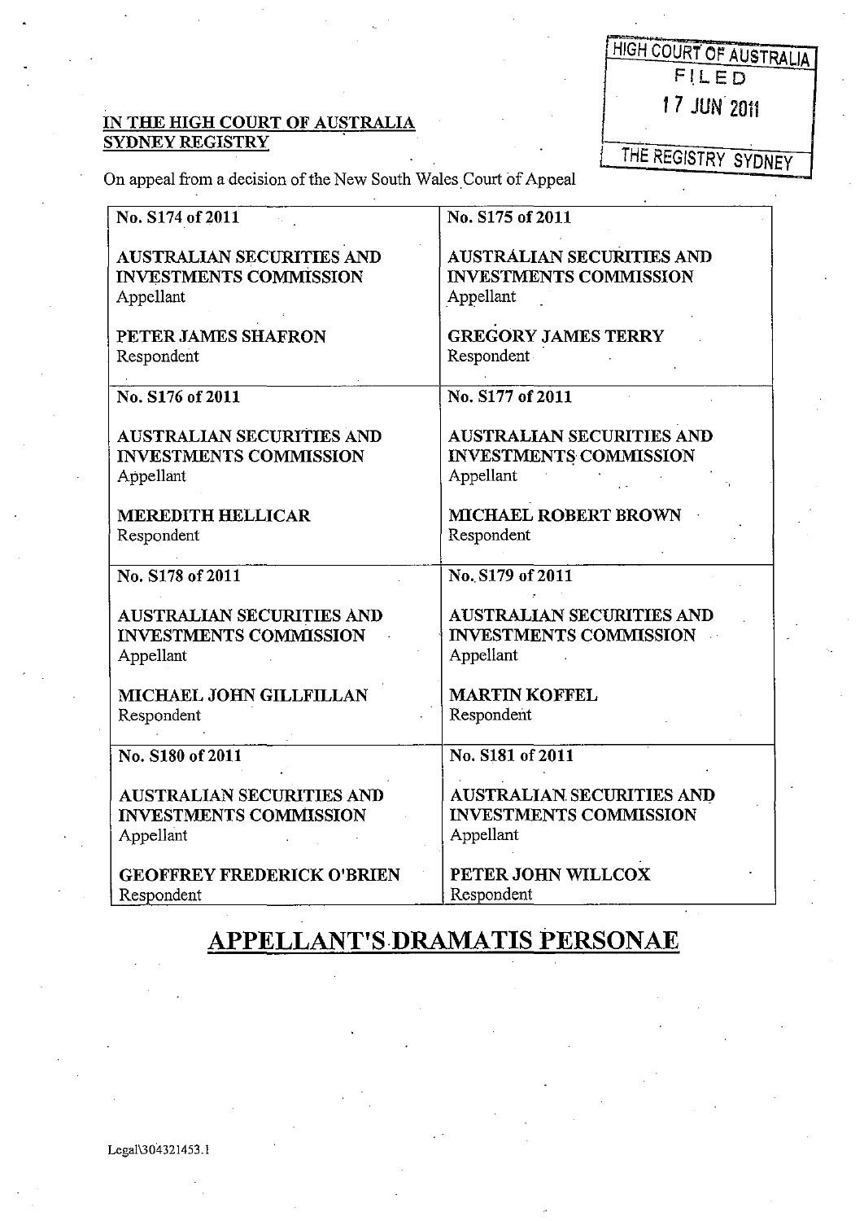HIGH COURT OF AUSTRALIA
FILED
17 JUN 2011
THE REGISTRY SYDNEY

**IN THE HIGH COURT OF AUSTRALIA**
**SYDNEY REGISTRY**

On appeal from a decision of the New South Wales Court of Appeal

| | |
|---|---|
| **No. S174 of 2011**<br><br>**AUSTRALIAN SECURITIES AND INVESTMENTS COMMISSION**<br>Appellant<br><br>**PETER JAMES SHAFRON**<br>Respondent | **No. S175 of 2011**<br><br>**AUSTRALIAN SECURITIES AND INVESTMENTS COMMISSION**<br>Appellant<br><br>**GREGORY JAMES TERRY**<br>Respondent |
| **No. S176 of 2011**<br><br>**AUSTRALIAN SECURITIES AND INVESTMENTS COMMISSION**<br>Appellant<br><br>**MEREDITH HELLICAR**<br>Respondent | **No. S177 of 2011**<br><br>**AUSTRALIAN SECURITIES AND INVESTMENTS COMMISSION**<br>Appellant<br><br>**MICHAEL ROBERT BROWN**<br>Respondent |
| **No. S178 of 2011**<br><br>**AUSTRALIAN SECURITIES AND INVESTMENTS COMMISSION**<br>Appellant<br><br>**MICHAEL JOHN GILLFILLAN**<br>Respondent | **No. S179 of 2011**<br><br>**AUSTRALIAN SECURITIES AND INVESTMENTS COMMISSION**<br>Appellant<br><br>**MARTIN KOFFEL**<br>Respondent |
| **No. S180 of 2011**<br><br>**AUSTRALIAN SECURITIES AND INVESTMENTS COMMISSION**<br>Appellant<br><br>**GEOFFREY FREDERICK O'BRIEN**<br>Respondent | **No. S181 of 2011**<br><br>**AUSTRALIAN SECURITIES AND INVESTMENTS COMMISSION**<br>Appellant<br><br>**PETER JOHN WILLCOX**<br>Respondent |

# APPELLANT'S DRAMATIS PERSONAE

Legal\304321453.1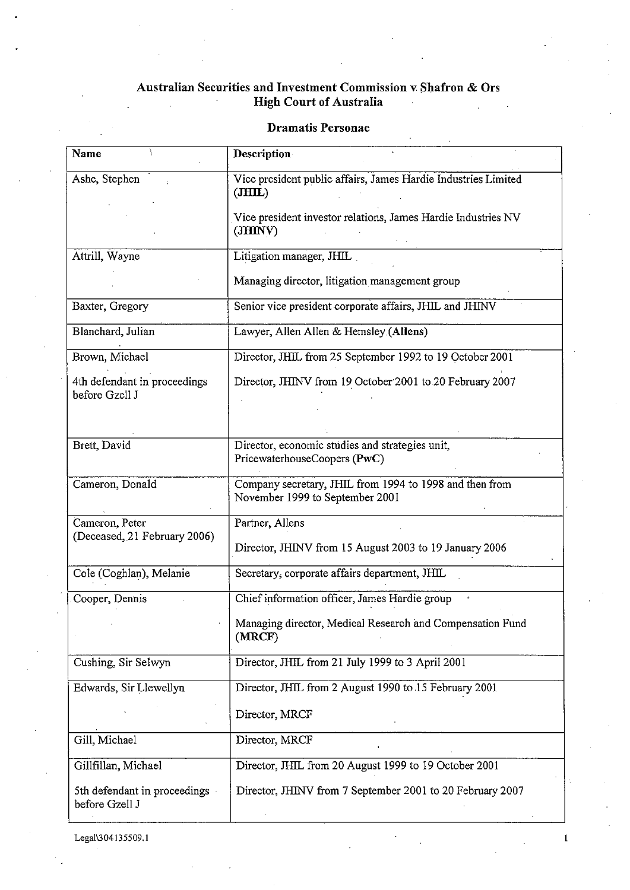**Australian Securities and Investment Commission v Shafron & Ors**
**High Court of Australia**

**Dramatis Personae**

| Name | Description |
|---|---|
| Ashe, Stephen | Vice president public affairs, James Hardie Industries Limited (**JHIL**)<br><br>Vice president investor relations, James Hardie Industries NV (**JHINV**) |
| Attrill, Wayne | Litigation manager, JHIL<br><br>Managing director, litigation management group |
| Baxter, Gregory | Senior vice president corporate affairs, JHIL and JHINV |
| Blanchard, Julian | Lawyer, Allen Allen & Hemsley (**Allens**) |
| Brown, Michael<br><br>4th defendant in proceedings before Gzell J | Director, JHIL from 25 September 1992 to 19 October 2001<br><br>Director, JHINV from 19 October 2001 to 20 February 2007 |
| Brett, David | Director, economic studies and strategies unit, PricewaterhouseCoopers (**PwC**) |
| Cameron, Donald | Company secretary, JHIL from 1994 to 1998 and then from November 1999 to September 2001 |
| Cameron, Peter<br>(Deceased, 21 February 2006) | Partner, Allens<br><br>Director, JHINV from 15 August 2003 to 19 January 2006 |
| Cole (Coghlan), Melanie | Secretary, corporate affairs department, JHIL |
| Cooper, Dennis | Chief information officer, James Hardie group<br><br>Managing director, Medical Research and Compensation Fund (**MRCF**) |
| Cushing, Sir Selwyn | Director, JHIL from 21 July 1999 to 3 April 2001 |
| Edwards, Sir Llewellyn | Director, JHIL from 2 August 1990 to 15 February 2001<br><br>Director, MRCF |
| Gill, Michael | Director, MRCF |
| Gillfillan, Michael<br><br>5th defendant in proceedings before Gzell J | Director, JHIL from 20 August 1999 to 19 October 2001<br><br>Director, JHINV from 7 September 2001 to 20 February 2007 |

Legal\304135509.1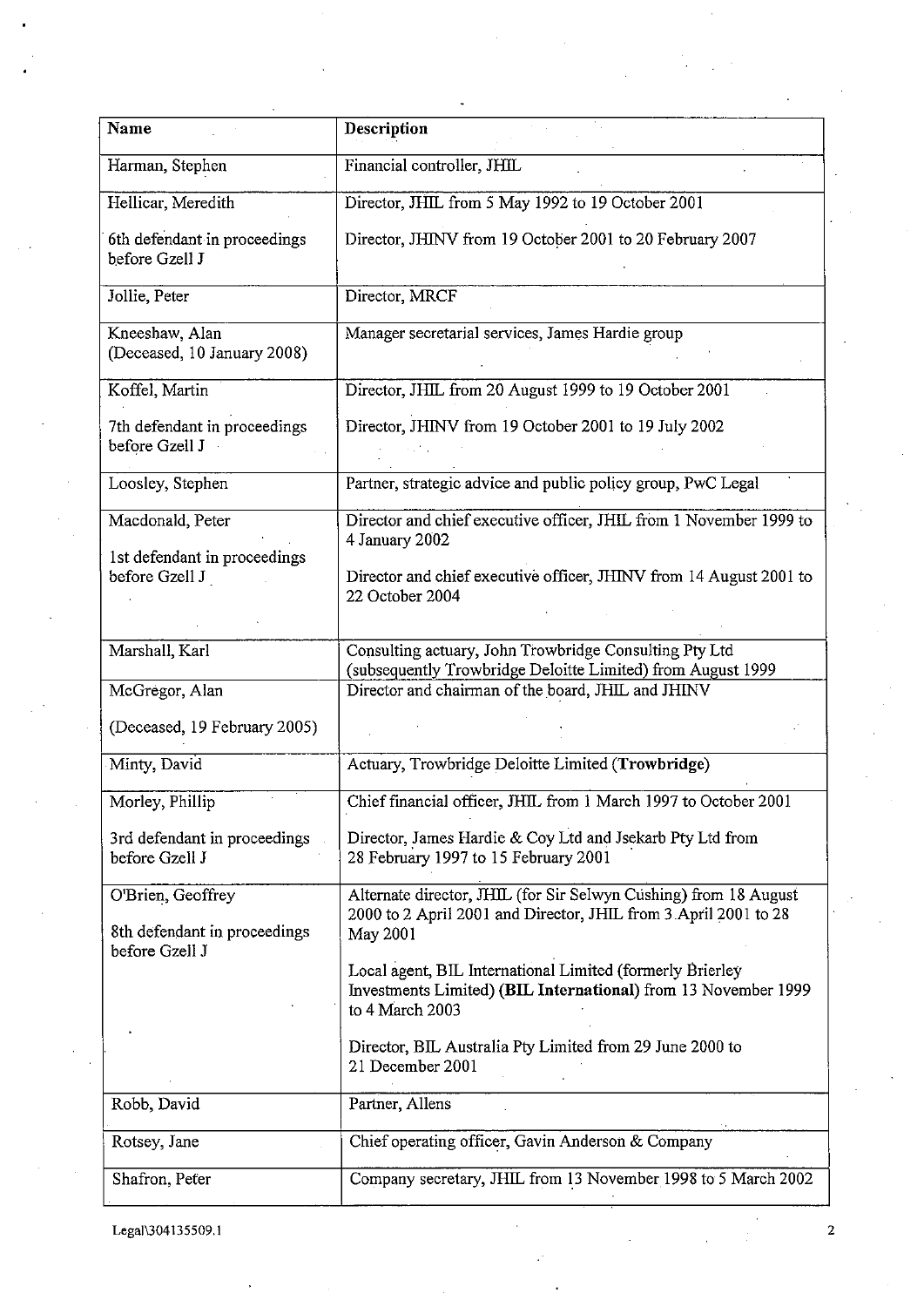| Name | Description |
|---|---|
| Harman, Stephen | Financial controller, JHIL |
| Hellicar, Meredith<br><br>6th defendant in proceedings before Gzell J | Director, JHIL from 5 May 1992 to 19 October 2001<br><br>Director, JHINV from 19 October 2001 to 20 February 2007 |
| Jollie, Peter | Director, MRCF |
| Kneeshaw, Alan<br>(Deceased, 10 January 2008) | Manager secretarial services, James Hardie group |
| Koffel, Martin<br><br>7th defendant in proceedings before Gzell J | Director, JHIL from 20 August 1999 to 19 October 2001<br><br>Director, JHINV from 19 October 2001 to 19 July 2002 |
| Loosley, Stephen | Partner, strategic advice and public policy group, PwC Legal |
| Macdonald, Peter<br><br>1st defendant in proceedings before Gzell J | Director and chief executive officer, JHIL from 1 November 1999 to 4 January 2002<br><br>Director and chief executive officer, JHINV from 14 August 2001 to 22 October 2004 |
| Marshall, Karl | Consulting actuary, John Trowbridge Consulting Pty Ltd (subsequently Trowbridge Deloitte Limited) from August 1999 |
| McGregor, Alan<br><br>(Deceased, 19 February 2005) | Director and chairman of the board, JHIL and JHINV |
| Minty, David | Actuary, Trowbridge Deloitte Limited (**Trowbridge**) |
| Morley, Phillip<br><br>3rd defendant in proceedings before Gzell J | Chief financial officer, JHIL from 1 March 1997 to October 2001<br><br>Director, James Hardie & Coy Ltd and Jsekarb Pty Ltd from 28 February 1997 to 15 February 2001 |
| O'Brien, Geoffrey<br><br>8th defendant in proceedings before Gzell J | Alternate director, JHIL (for Sir Selwyn Cushing) from 18 August 2000 to 2 April 2001 and Director, JHIL from 3 April 2001 to 28 May 2001<br><br>Local agent, BIL International Limited (formerly Brierley Investments Limited) (**BIL International**) from 13 November 1999 to 4 March 2003<br><br>Director, BIL Australia Pty Limited from 29 June 2000 to 21 December 2001 |
| Robb, David | Partner, Allens |
| Rotsey, Jane | Chief operating officer, Gavin Anderson & Company |
| Shafron, Peter | Company secretary, JHIL from 13 November 1998 to 5 March 2002 |

Legal\304135509.1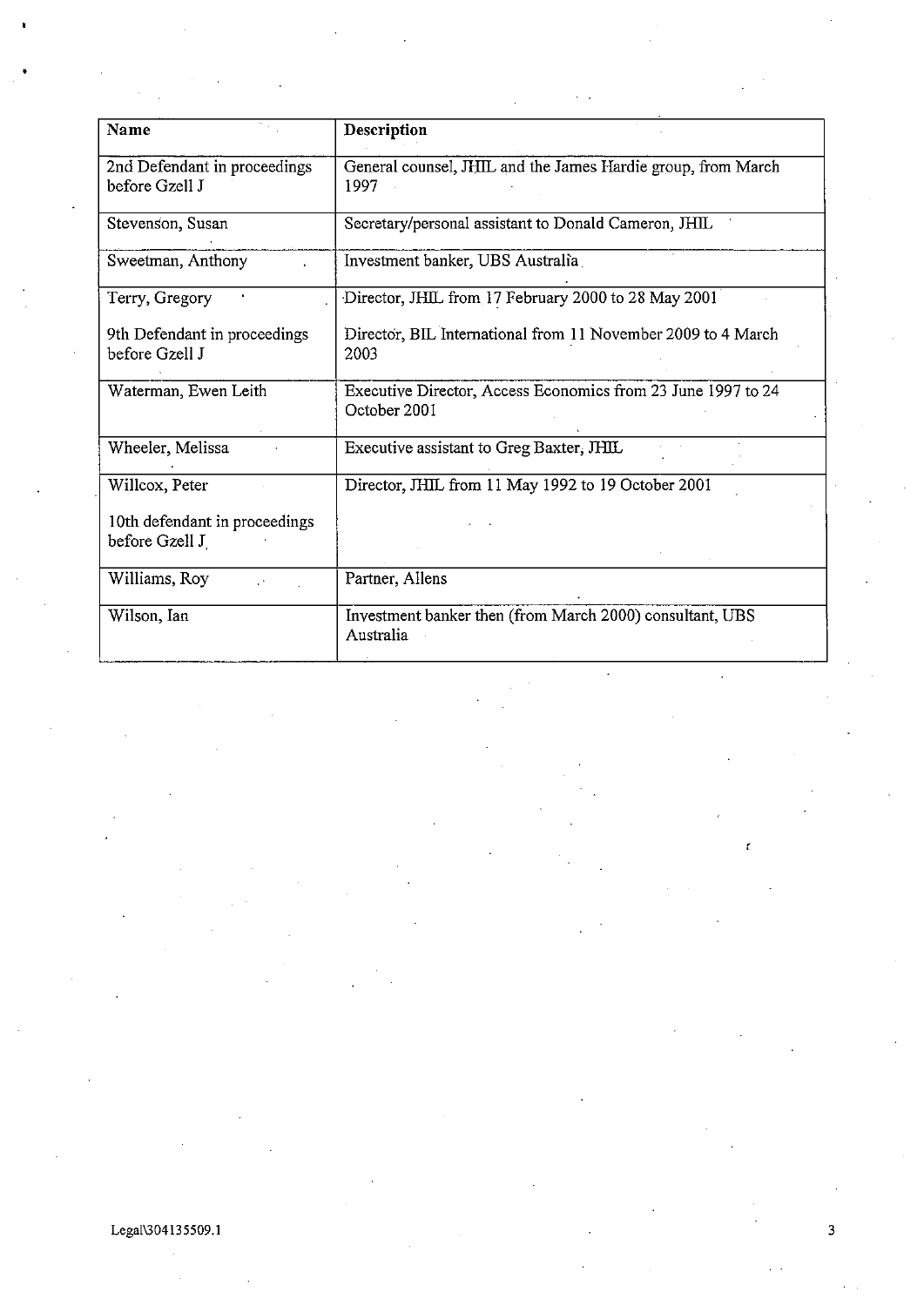| Name | Description |
|---|---|
| 2nd Defendant in proceedings before Gzell J | General counsel, JHIL and the James Hardie group, from March 1997 |
| Stevenson, Susan | Secretary/personal assistant to Donald Cameron, JHIL |
| Sweetman, Anthony | Investment banker, UBS Australia |
| Terry, Gregory<br><br>9th Defendant in proceedings before Gzell J | Director, JHIL from 17 February 2000 to 28 May 2001<br><br>Director, BIL International from 11 November 2009 to 4 March 2003 |
| Waterman, Ewen Leith | Executive Director, Access Economics from 23 June 1997 to 24 October 2001 |
| Wheeler, Melissa | Executive assistant to Greg Baxter, JHIL |
| Willcox, Peter<br><br>10th defendant in proceedings before Gzell J | Director, JHIL from 11 May 1992 to 19 October 2001 |
| Williams, Roy | Partner, Allens |
| Wilson, Ian | Investment banker then (from March 2000) consultant, UBS Australia |

Legal\304135509.1